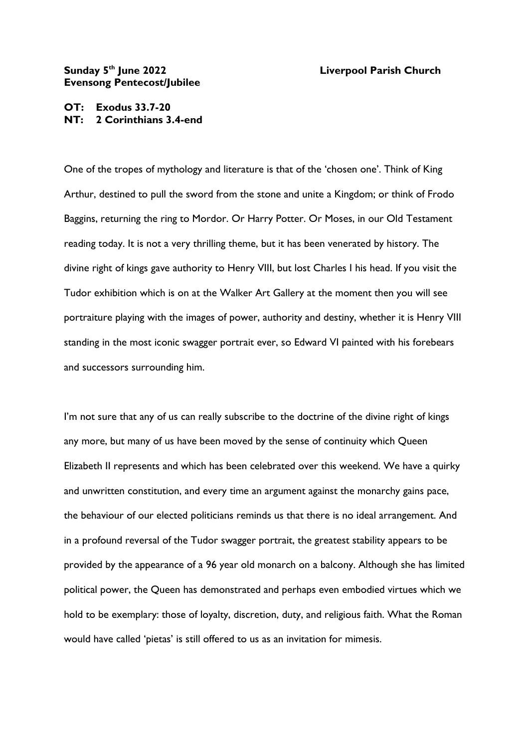**Sunday 5th June 2022** **Liverpool Parish Church**
**Evensong Pentecost/Jubilee**

**OT: Exodus 33.7-20**
**NT: 2 Corinthians 3.4-end**

One of the tropes of mythology and literature is that of the 'chosen one'. Think of King Arthur, destined to pull the sword from the stone and unite a Kingdom; or think of Frodo Baggins, returning the ring to Mordor. Or Harry Potter. Or Moses, in our Old Testament reading today. It is not a very thrilling theme, but it has been venerated by history. The divine right of kings gave authority to Henry VIII, but lost Charles I his head. If you visit the Tudor exhibition which is on at the Walker Art Gallery at the moment then you will see portraiture playing with the images of power, authority and destiny, whether it is Henry VIII standing in the most iconic swagger portrait ever, so Edward VI painted with his forebears and successors surrounding him.

I'm not sure that any of us can really subscribe to the doctrine of the divine right of kings any more, but many of us have been moved by the sense of continuity which Queen Elizabeth II represents and which has been celebrated over this weekend. We have a quirky and unwritten constitution, and every time an argument against the monarchy gains pace, the behaviour of our elected politicians reminds us that there is no ideal arrangement. And in a profound reversal of the Tudor swagger portrait, the greatest stability appears to be provided by the appearance of a 96 year old monarch on a balcony. Although she has limited political power, the Queen has demonstrated and perhaps even embodied virtues which we hold to be exemplary: those of loyalty, discretion, duty, and religious faith. What the Roman would have called 'pietas' is still offered to us as an invitation for mimesis.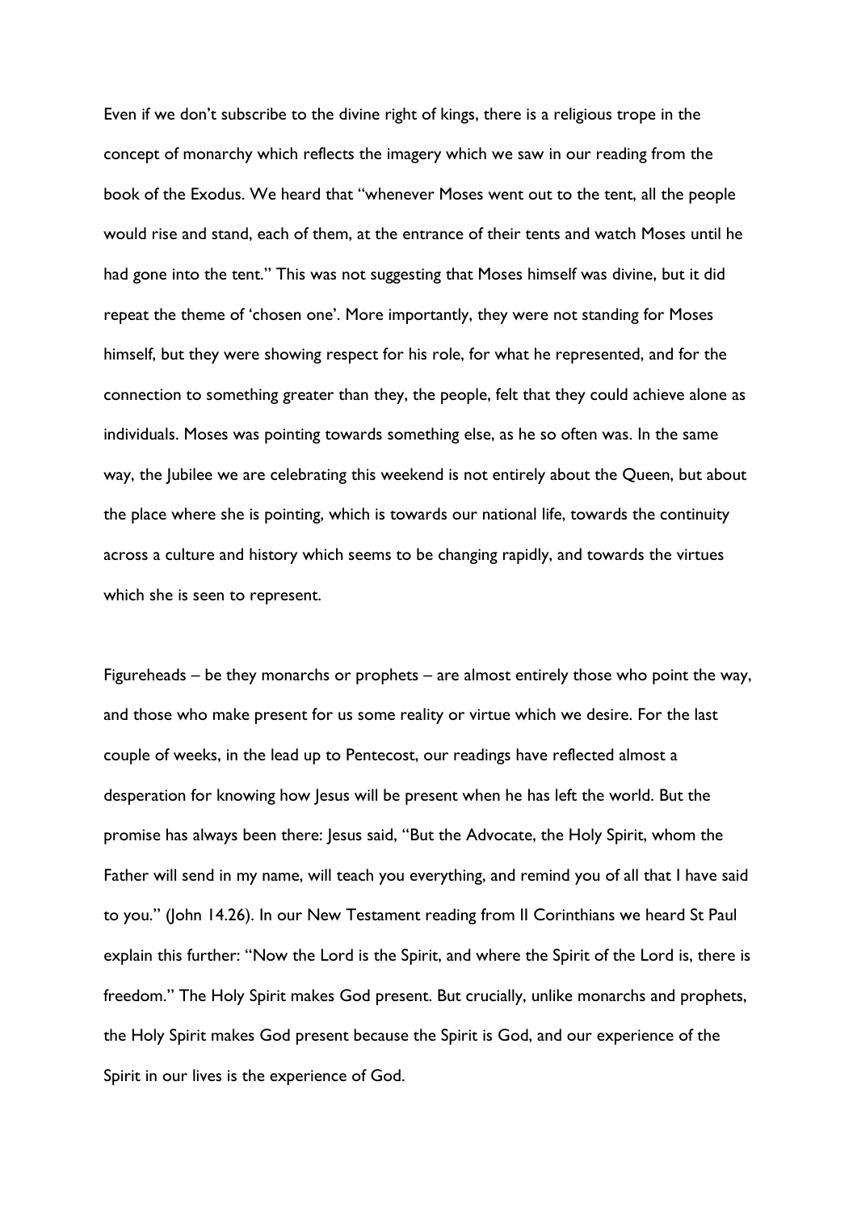Even if we don't subscribe to the divine right of kings, there is a religious trope in the concept of monarchy which reflects the imagery which we saw in our reading from the book of the Exodus. We heard that "whenever Moses went out to the tent, all the people would rise and stand, each of them, at the entrance of their tents and watch Moses until he had gone into the tent." This was not suggesting that Moses himself was divine, but it did repeat the theme of 'chosen one'. More importantly, they were not standing for Moses himself, but they were showing respect for his role, for what he represented, and for the connection to something greater than they, the people, felt that they could achieve alone as individuals. Moses was pointing towards something else, as he so often was. In the same way, the Jubilee we are celebrating this weekend is not entirely about the Queen, but about the place where she is pointing, which is towards our national life, towards the continuity across a culture and history which seems to be changing rapidly, and towards the virtues which she is seen to represent.

Figureheads – be they monarchs or prophets – are almost entirely those who point the way, and those who make present for us some reality or virtue which we desire. For the last couple of weeks, in the lead up to Pentecost, our readings have reflected almost a desperation for knowing how Jesus will be present when he has left the world. But the promise has always been there: Jesus said, "But the Advocate, the Holy Spirit, whom the Father will send in my name, will teach you everything, and remind you of all that I have said to you." (John 14.26). In our New Testament reading from II Corinthians we heard St Paul explain this further: "Now the Lord is the Spirit, and where the Spirit of the Lord is, there is freedom." The Holy Spirit makes God present. But crucially, unlike monarchs and prophets, the Holy Spirit makes God present because the Spirit is God, and our experience of the Spirit in our lives is the experience of God.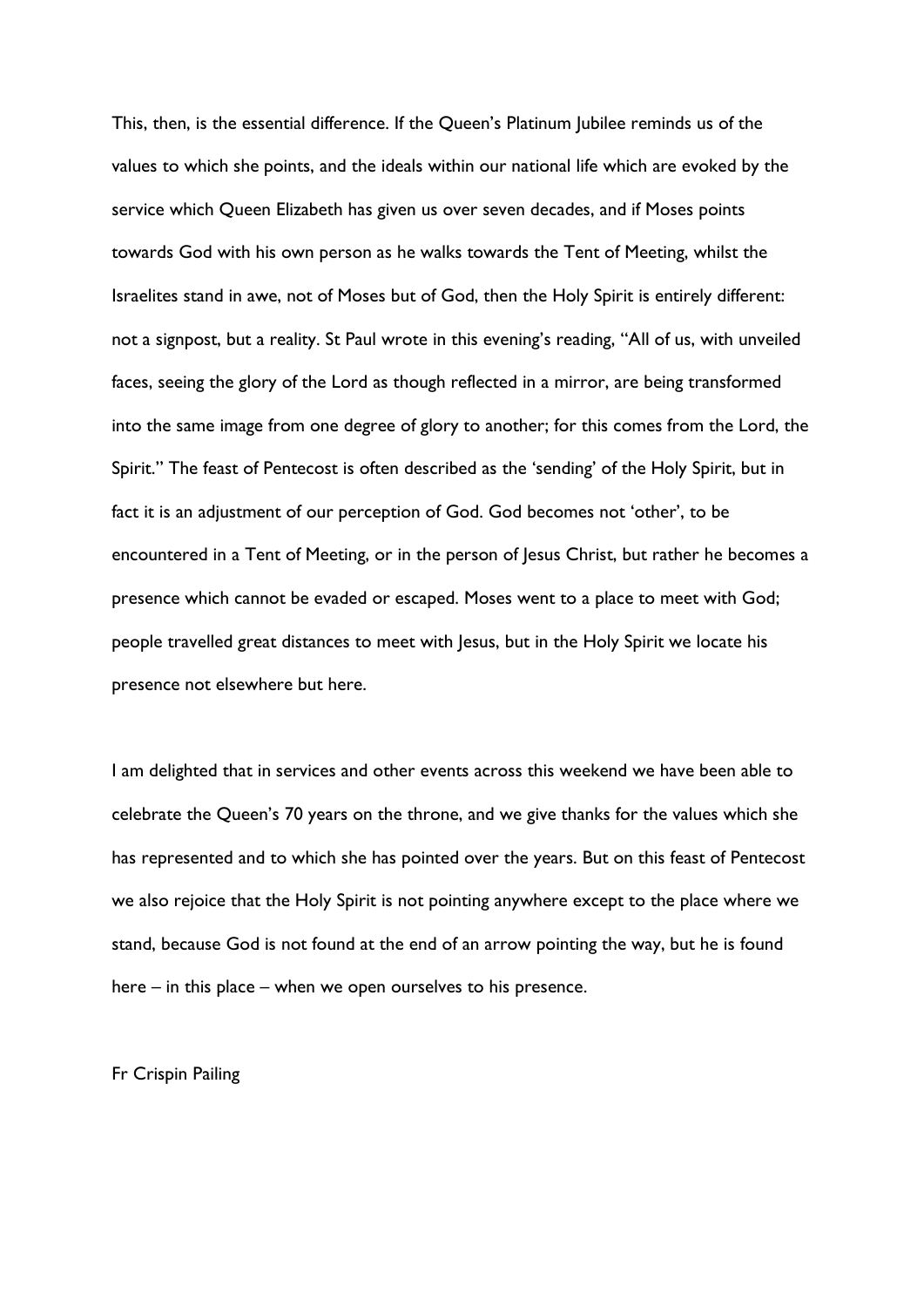This, then, is the essential difference. If the Queen's Platinum Jubilee reminds us of the values to which she points, and the ideals within our national life which are evoked by the service which Queen Elizabeth has given us over seven decades, and if Moses points towards God with his own person as he walks towards the Tent of Meeting, whilst the Israelites stand in awe, not of Moses but of God, then the Holy Spirit is entirely different: not a signpost, but a reality. St Paul wrote in this evening's reading, "All of us, with unveiled faces, seeing the glory of the Lord as though reflected in a mirror, are being transformed into the same image from one degree of glory to another; for this comes from the Lord, the Spirit." The feast of Pentecost is often described as the 'sending' of the Holy Spirit, but in fact it is an adjustment of our perception of God. God becomes not 'other', to be encountered in a Tent of Meeting, or in the person of Jesus Christ, but rather he becomes a presence which cannot be evaded or escaped. Moses went to a place to meet with God; people travelled great distances to meet with Jesus, but in the Holy Spirit we locate his presence not elsewhere but here.

I am delighted that in services and other events across this weekend we have been able to celebrate the Queen's 70 years on the throne, and we give thanks for the values which she has represented and to which she has pointed over the years. But on this feast of Pentecost we also rejoice that the Holy Spirit is not pointing anywhere except to the place where we stand, because God is not found at the end of an arrow pointing the way, but he is found here – in this place – when we open ourselves to his presence.

Fr Crispin Pailing